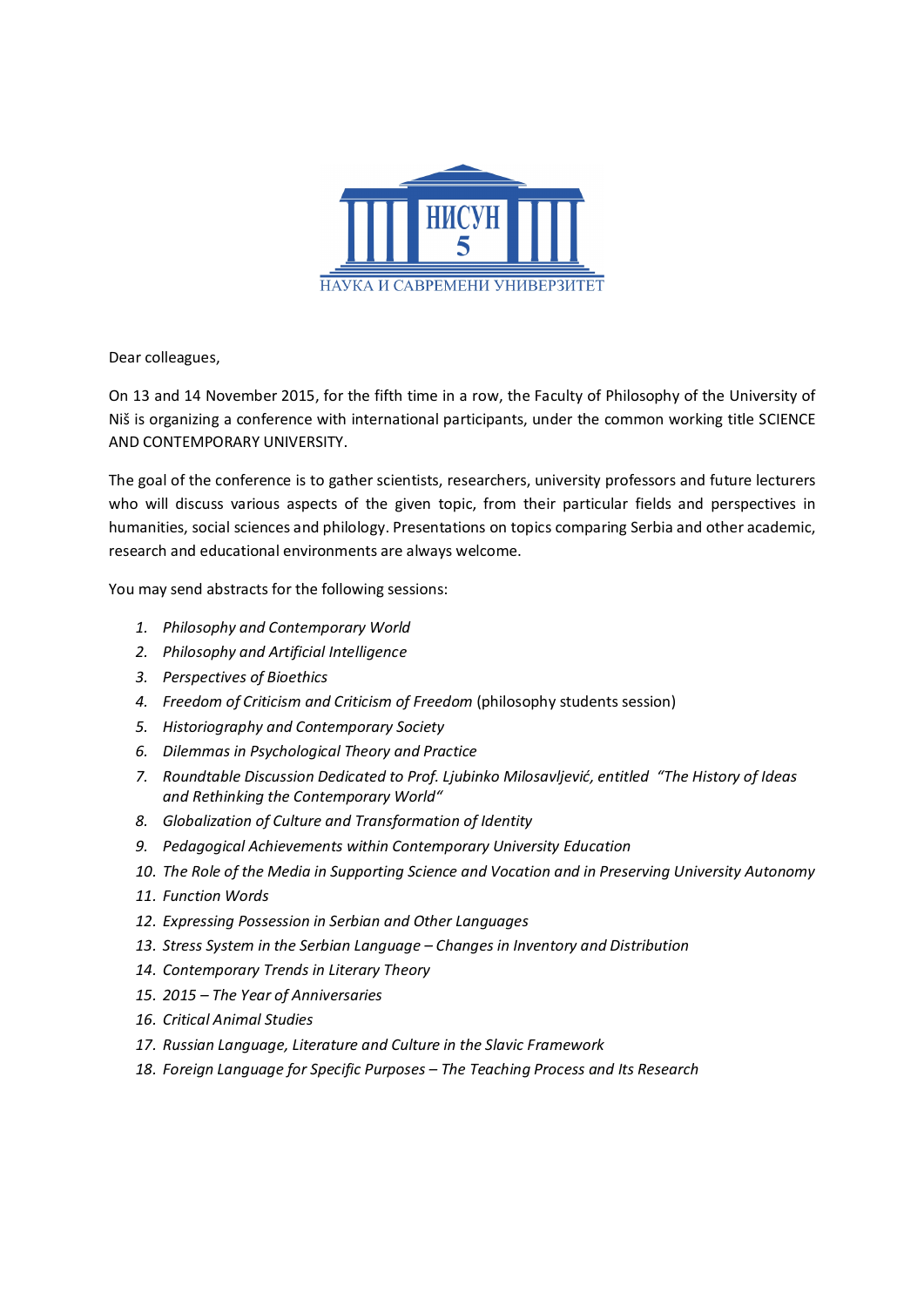НИСУН 5

НАУКА И САВРЕМЕНИ УНИВЕРЗИТЕТ

Dear colleagues,

On 13 and 14 November 2015, for the fifth time in a row, the Faculty of Philosophy of the University of Niš is organizing a conference with international participants, under the common working title SCIENCE AND CONTEMPORARY UNIVERSITY.

The goal of the conference is to gather scientists, researchers, university professors and future lecturers who will discuss various aspects of the given topic, from their particular fields and perspectives in humanities, social sciences and philology. Presentations on topics comparing Serbia and other academic, research and educational environments are always welcome.

You may send abstracts for the following sessions:

1. *Philosophy and Contemporary World*
2. *Philosophy and Artificial Intelligence*
3. *Perspectives of Bioethics*
4. *Freedom of Criticism and Criticism of Freedom* (philosophy students session)
5. *Historiography and Contemporary Society*
6. *Dilemmas in Psychological Theory and Practice*
7. *Roundtable Discussion Dedicated to Prof. Ljubinko Milosavljević, entitled "The History of Ideas and Rethinking the Contemporary World"*
8. *Globalization of Culture and Transformation of Identity*
9. *Pedagogical Achievements within Contemporary University Education*
10. *The Role of the Media in Supporting Science and Vocation and in Preserving University Autonomy*
11. *Function Words*
12. *Expressing Possession in Serbian and Other Languages*
13. *Stress System in the Serbian Language – Changes in Inventory and Distribution*
14. *Contemporary Trends in Literary Theory*
15. *2015 – The Year of Anniversaries*
16. *Critical Animal Studies*
17. *Russian Language, Literature and Culture in the Slavic Framework*
18. *Foreign Language for Specific Purposes – The Teaching Process and Its Research*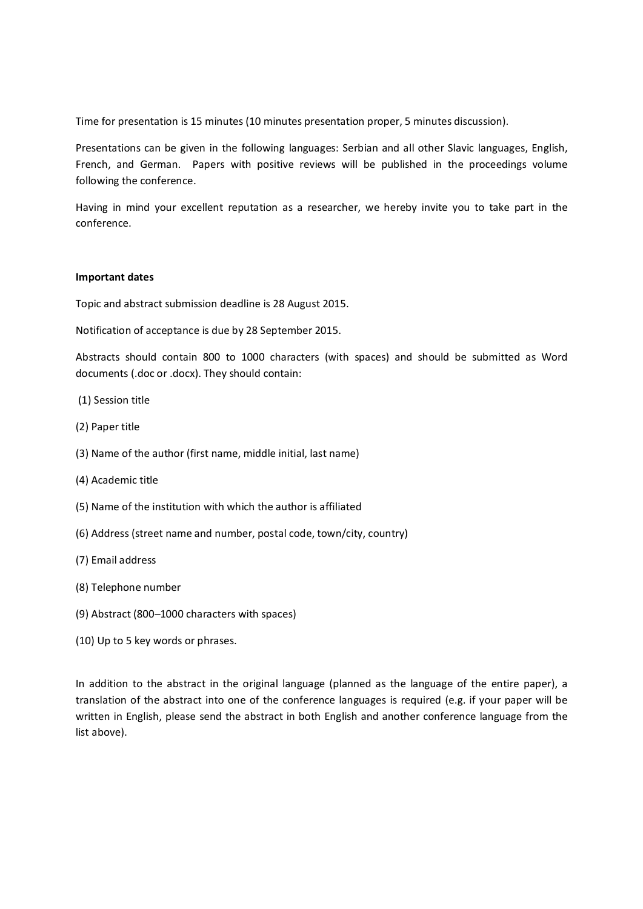Time for presentation is 15 minutes (10 minutes presentation proper, 5 minutes discussion).

Presentations can be given in the following languages: Serbian and all other Slavic languages, English, French, and German. Papers with positive reviews will be published in the proceedings volume following the conference.

Having in mind your excellent reputation as a researcher, we hereby invite you to take part in the conference.

**Important dates**

Topic and abstract submission deadline is 28 August 2015.

Notification of acceptance is due by 28 September 2015.

Abstracts should contain 800 to 1000 characters (with spaces) and should be submitted as Word documents (.doc or .docx). They should contain:

(1) Session title

(2) Paper title

(3) Name of the author (first name, middle initial, last name)

(4) Academic title

(5) Name of the institution with which the author is affiliated

(6) Address (street name and number, postal code, town/city, country)

(7) Email address

(8) Telephone number

(9) Abstract (800–1000 characters with spaces)

(10) Up to 5 key words or phrases.

In addition to the abstract in the original language (planned as the language of the entire paper), a translation of the abstract into one of the conference languages is required (e.g. if your paper will be written in English, please send the abstract in both English and another conference language from the list above).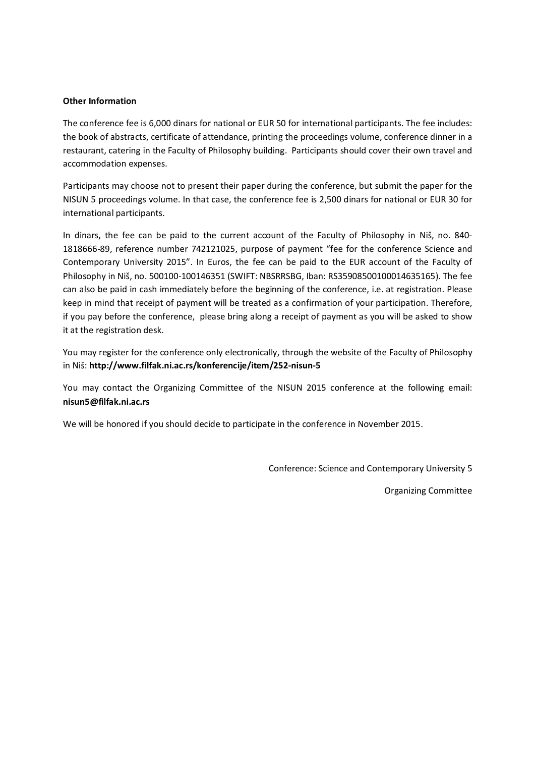**Other Information**

The conference fee is 6,000 dinars for national or EUR 50 for international participants. The fee includes: the book of abstracts, certificate of attendance, printing the proceedings volume, conference dinner in a restaurant, catering in the Faculty of Philosophy building. Participants should cover their own travel and accommodation expenses.

Participants may choose not to present their paper during the conference, but submit the paper for the NISUN 5 proceedings volume. In that case, the conference fee is 2,500 dinars for national or EUR 30 for international participants.

In dinars, the fee can be paid to the current account of the Faculty of Philosophy in Niš, no. 840-1818666-89, reference number 742121025, purpose of payment "fee for the conference Science and Contemporary University 2015". In Euros, the fee can be paid to the EUR account of the Faculty of Philosophy in Niš, no. 500100-100146351 (SWIFT: NBSRRSBG, Iban: RS35908500100014635165). The fee can also be paid in cash immediately before the beginning of the conference, i.e. at registration. Please keep in mind that receipt of payment will be treated as a confirmation of your participation. Therefore, if you pay before the conference, please bring along a receipt of payment as you will be asked to show it at the registration desk.

You may register for the conference only electronically, through the website of the Faculty of Philosophy in Niš: **http://www.filfak.ni.ac.rs/konferencije/item/252-nisun-5**

You may contact the Organizing Committee of the NISUN 2015 conference at the following email: **nisun5@filfak.ni.ac.rs**

We will be honored if you should decide to participate in the conference in November 2015.

Conference: Science and Contemporary University 5

Organizing Committee